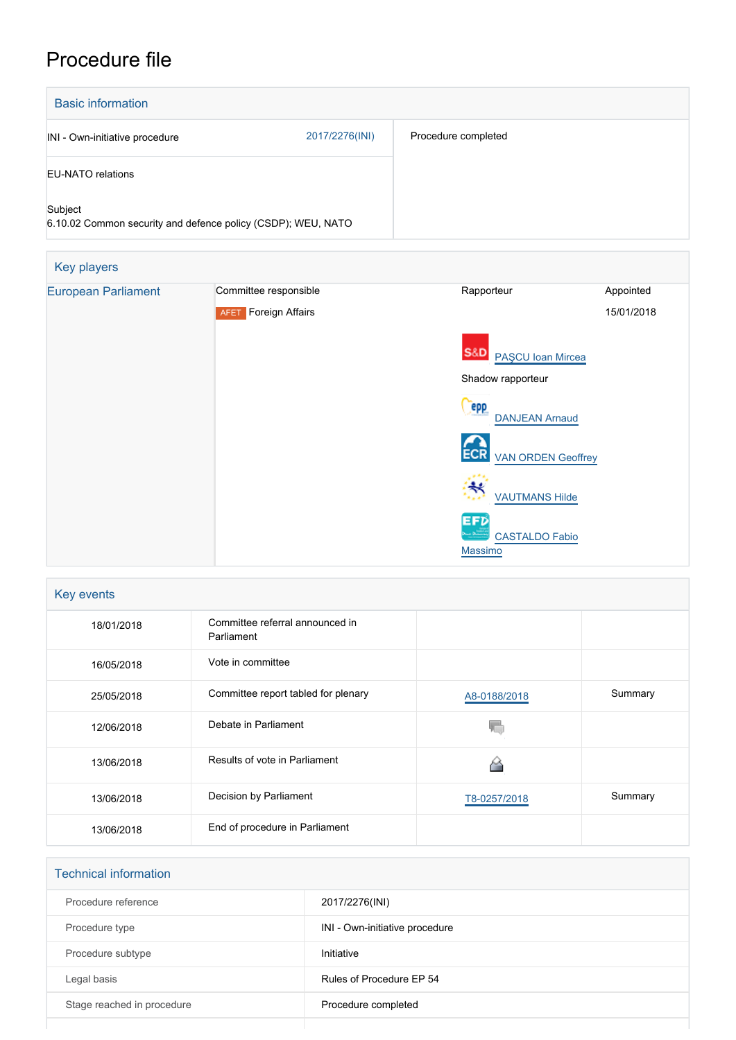# Procedure file

## Basic information

| | | |
|---|---|---|
| INI - Own-initiative procedure | 2017/2276(INI) | Procedure completed |
| EU-NATO relations | | |
| Subject<br>6.10.02 Common security and defence policy (CSDP); WEU, NATO | | |

## Key players

| | Committee responsible | Rapporteur | Appointed |
|---|---|---|---|
| European Parliament | AFET Foreign Affairs | S&D PAŞCU Ioan Mircea | 15/01/2018 |
| | | Shadow rapporteur<br>EPP DANJEAN Arnaud<br>ECR VAN ORDEN Geoffrey<br>ALDE VAUTMANS Hilde<br>EFD CASTALDO Fabio Massimo | |

## Key events

| | | | |
|---|---|---|---|
| 18/01/2018 | Committee referral announced in Parliament | | |
| 16/05/2018 | Vote in committee | | |
| 25/05/2018 | Committee report tabled for plenary | A8-0188/2018 | Summary |
| 12/06/2018 | Debate in Parliament | | |
| 13/06/2018 | Results of vote in Parliament | | |
| 13/06/2018 | Decision by Parliament | T8-0257/2018 | Summary |
| 13/06/2018 | End of procedure in Parliament | | |

## Technical information

| | |
|---|---|
| Procedure reference | 2017/2276(INI) |
| Procedure type | INI - Own-initiative procedure |
| Procedure subtype | Initiative |
| Legal basis | Rules of Procedure EP 54 |
| Stage reached in procedure | Procedure completed |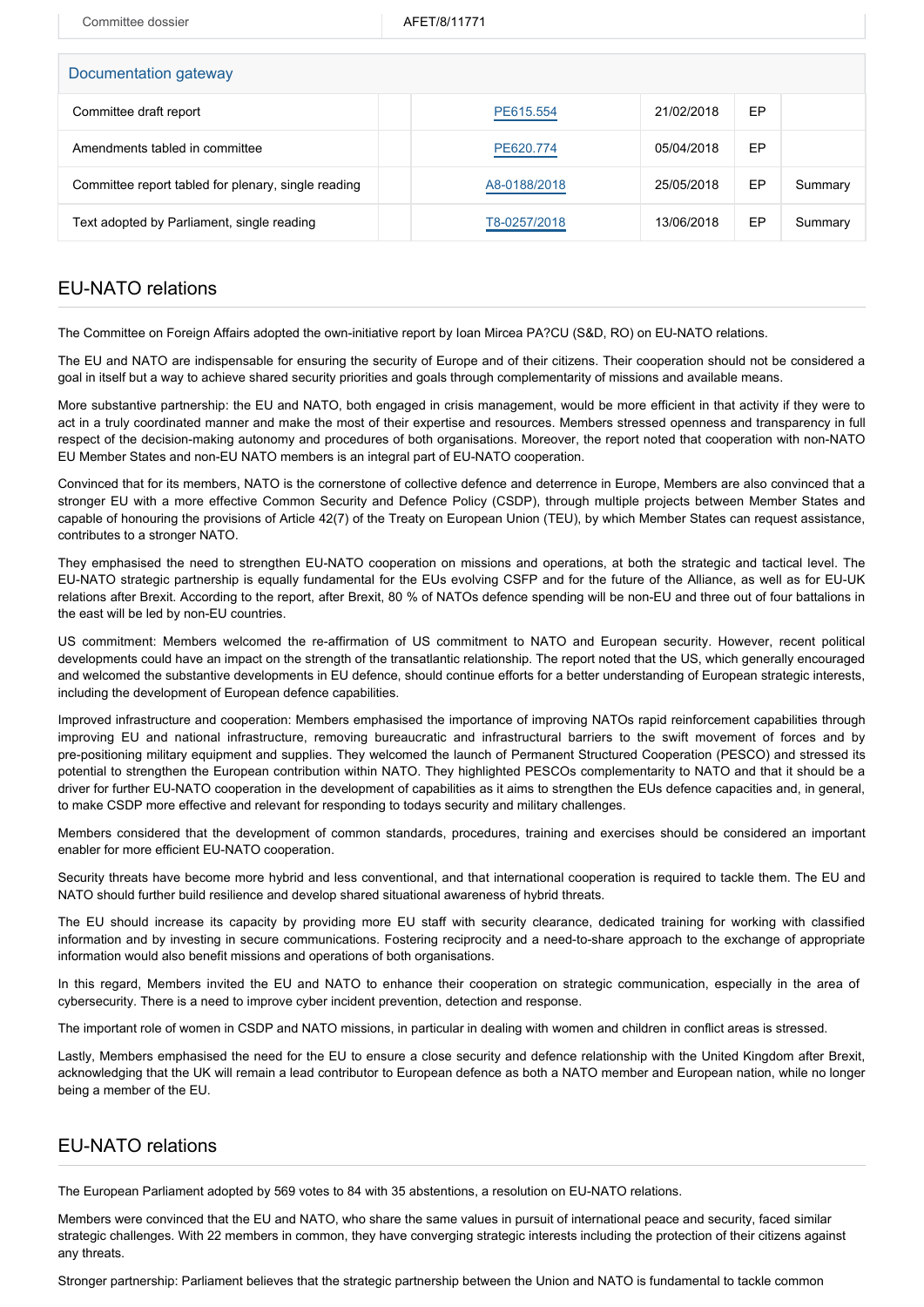| Committee dossier | AFET/8/11771 |
| --- | --- |

| Documentation gateway | | | | | |
| --- | --- | --- | --- | --- | --- |
| Committee draft report | | PE615.554 | 21/02/2018 | EP | |
| Amendments tabled in committee | | PE620.774 | 05/04/2018 | EP | |
| Committee report tabled for plenary, single reading | | A8-0188/2018 | 25/05/2018 | EP | Summary |
| Text adopted by Parliament, single reading | | T8-0257/2018 | 13/06/2018 | EP | Summary |

## EU-NATO relations

The Committee on Foreign Affairs adopted the own-initiative report by Ioan Mircea PA?CU (S&D, RO) on EU-NATO relations.

The EU and NATO are indispensable for ensuring the security of Europe and of their citizens. Their cooperation should not be considered a goal in itself but a way to achieve shared security priorities and goals through complementarity of missions and available means.

More substantive partnership: the EU and NATO, both engaged in crisis management, would be more efficient in that activity if they were to act in a truly coordinated manner and make the most of their expertise and resources. Members stressed openness and transparency in full respect of the decision-making autonomy and procedures of both organisations. Moreover, the report noted that cooperation with non-NATO EU Member States and non-EU NATO members is an integral part of EU-NATO cooperation.

Convinced that for its members, NATO is the cornerstone of collective defence and deterrence in Europe, Members are also convinced that a stronger EU with a more effective Common Security and Defence Policy (CSDP), through multiple projects between Member States and capable of honouring the provisions of Article 42(7) of the Treaty on European Union (TEU), by which Member States can request assistance, contributes to a stronger NATO.

They emphasised the need to strengthen EU-NATO cooperation on missions and operations, at both the strategic and tactical level. The EU-NATO strategic partnership is equally fundamental for the EUs evolving CSFP and for the future of the Alliance, as well as for EU-UK relations after Brexit. According to the report, after Brexit, 80 % of NATOs defence spending will be non-EU and three out of four battalions in the east will be led by non-EU countries.

US commitment: Members welcomed the re-affirmation of US commitment to NATO and European security. However, recent political developments could have an impact on the strength of the transatlantic relationship. The report noted that the US, which generally encouraged and welcomed the substantive developments in EU defence, should continue efforts for a better understanding of European strategic interests, including the development of European defence capabilities.

Improved infrastructure and cooperation: Members emphasised the importance of improving NATOs rapid reinforcement capabilities through improving EU and national infrastructure, removing bureaucratic and infrastructural barriers to the swift movement of forces and by pre-positioning military equipment and supplies. They welcomed the launch of Permanent Structured Cooperation (PESCO) and stressed its potential to strengthen the European contribution within NATO. They highlighted PESCOs complementarity to NATO and that it should be a driver for further EU-NATO cooperation in the development of capabilities as it aims to strengthen the EUs defence capacities and, in general, to make CSDP more effective and relevant for responding to todays security and military challenges.

Members considered that the development of common standards, procedures, training and exercises should be considered an important enabler for more efficient EU-NATO cooperation.

Security threats have become more hybrid and less conventional, and that international cooperation is required to tackle them. The EU and NATO should further build resilience and develop shared situational awareness of hybrid threats.

The EU should increase its capacity by providing more EU staff with security clearance, dedicated training for working with classified information and by investing in secure communications. Fostering reciprocity and a need-to-share approach to the exchange of appropriate information would also benefit missions and operations of both organisations.

In this regard, Members invited the EU and NATO to enhance their cooperation on strategic communication, especially in the area of cybersecurity. There is a need to improve cyber incident prevention, detection and response.

The important role of women in CSDP and NATO missions, in particular in dealing with women and children in conflict areas is stressed.

Lastly, Members emphasised the need for the EU to ensure a close security and defence relationship with the United Kingdom after Brexit, acknowledging that the UK will remain a lead contributor to European defence as both a NATO member and European nation, while no longer being a member of the EU.

## EU-NATO relations

The European Parliament adopted by 569 votes to 84 with 35 abstentions, a resolution on EU-NATO relations.

Members were convinced that the EU and NATO, who share the same values in pursuit of international peace and security, faced similar strategic challenges. With 22 members in common, they have converging strategic interests including the protection of their citizens against any threats.

Stronger partnership: Parliament believes that the strategic partnership between the Union and NATO is fundamental to tackle common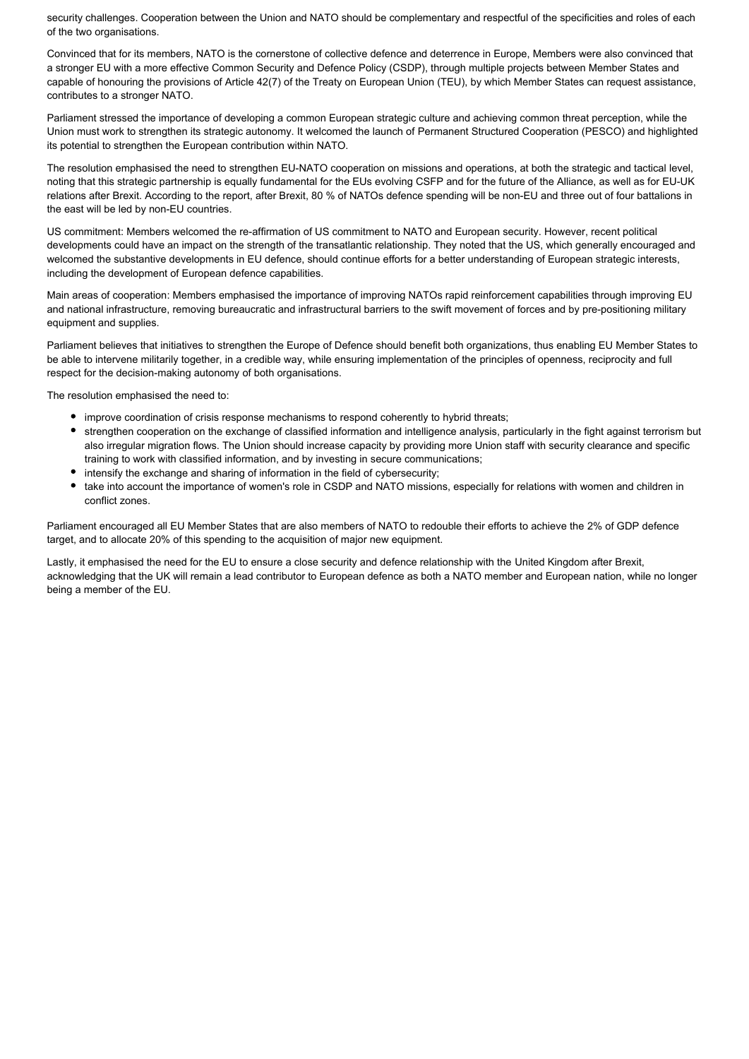security challenges. Cooperation between the Union and NATO should be complementary and respectful of the specificities and roles of each of the two organisations.

Convinced that for its members, NATO is the cornerstone of collective defence and deterrence in Europe, Members were also convinced that a stronger EU with a more effective Common Security and Defence Policy (CSDP), through multiple projects between Member States and capable of honouring the provisions of Article 42(7) of the Treaty on European Union (TEU), by which Member States can request assistance, contributes to a stronger NATO.

Parliament stressed the importance of developing a common European strategic culture and achieving common threat perception, while the Union must work to strengthen its strategic autonomy. It welcomed the launch of Permanent Structured Cooperation (PESCO) and highlighted its potential to strengthen the European contribution within NATO.

The resolution emphasised the need to strengthen EU-NATO cooperation on missions and operations, at both the strategic and tactical level, noting that this strategic partnership is equally fundamental for the EUs evolving CSFP and for the future of the Alliance, as well as for EU-UK relations after Brexit. According to the report, after Brexit, 80 % of NATOs defence spending will be non-EU and three out of four battalions in the east will be led by non-EU countries.

US commitment: Members welcomed the re-affirmation of US commitment to NATO and European security. However, recent political developments could have an impact on the strength of the transatlantic relationship. They noted that the US, which generally encouraged and welcomed the substantive developments in EU defence, should continue efforts for a better understanding of European strategic interests, including the development of European defence capabilities.

Main areas of cooperation: Members emphasised the importance of improving NATOs rapid reinforcement capabilities through improving EU and national infrastructure, removing bureaucratic and infrastructural barriers to the swift movement of forces and by pre-positioning military equipment and supplies.

Parliament believes that initiatives to strengthen the Europe of Defence should benefit both organizations, thus enabling EU Member States to be able to intervene militarily together, in a credible way, while ensuring implementation of the principles of openness, reciprocity and full respect for the decision-making autonomy of both organisations.

The resolution emphasised the need to:

- improve coordination of crisis response mechanisms to respond coherently to hybrid threats;
- strengthen cooperation on the exchange of classified information and intelligence analysis, particularly in the fight against terrorism but also irregular migration flows. The Union should increase capacity by providing more Union staff with security clearance and specific training to work with classified information, and by investing in secure communications;
- intensify the exchange and sharing of information in the field of cybersecurity;
- take into account the importance of women's role in CSDP and NATO missions, especially for relations with women and children in conflict zones.

Parliament encouraged all EU Member States that are also members of NATO to redouble their efforts to achieve the 2% of GDP defence target, and to allocate 20% of this spending to the acquisition of major new equipment.

Lastly, it emphasised the need for the EU to ensure a close security and defence relationship with the United Kingdom after Brexit, acknowledging that the UK will remain a lead contributor to European defence as both a NATO member and European nation, while no longer being a member of the EU.